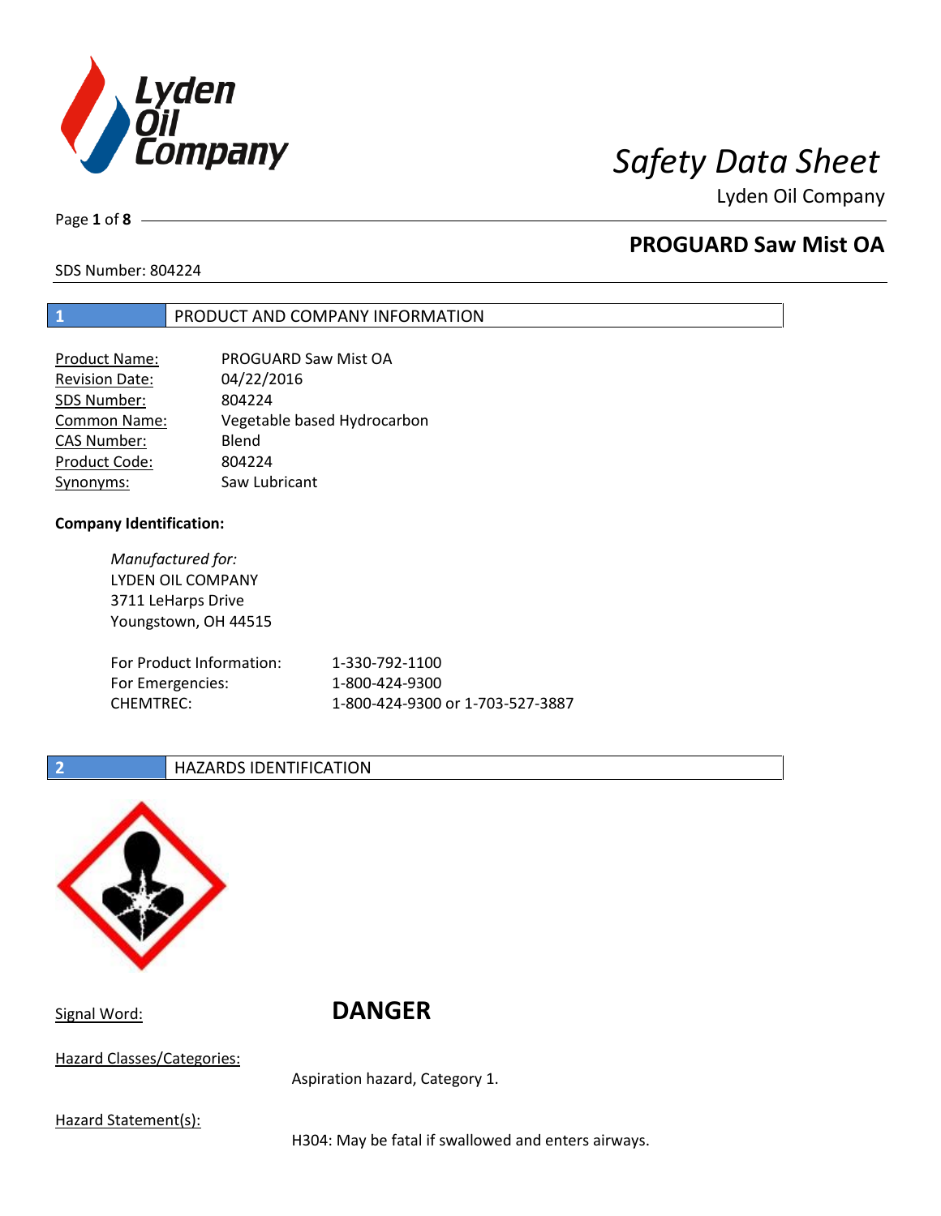# Safety Data Sheet

Lyden Oil Company

## PROGUARD Saw Mist OA

SDS Number: 804224

## 1 PRODUCT AND COMPANY INFORMATION

| | |
|---|---|
| Product Name: | PROGUARD Saw Mist OA |
| Revision Date: | 04/22/2016 |
| SDS Number: | 804224 |
| Common Name: | Vegetable based Hydrocarbon |
| CAS Number: | Blend |
| Product Code: | 804224 |
| Synonyms: | Saw Lubricant |

**Company Identification:**

*Manufactured for:*
LYDEN OIL COMPANY
3711 LeHarps Drive
Youngstown, OH 44515

| | |
|---|---|
| For Product Information: | 1-330-792-1100 |
| For Emergencies: | 1-800-424-9300 |
| CHEMTREC: | 1-800-424-9300 or 1-703-527-3887 |

## 2 HAZARDS IDENTIFICATION

Signal Word: **DANGER**

Hazard Classes/Categories:

Aspiration hazard, Category 1.

Hazard Statement(s):

H304: May be fatal if swallowed and enters airways.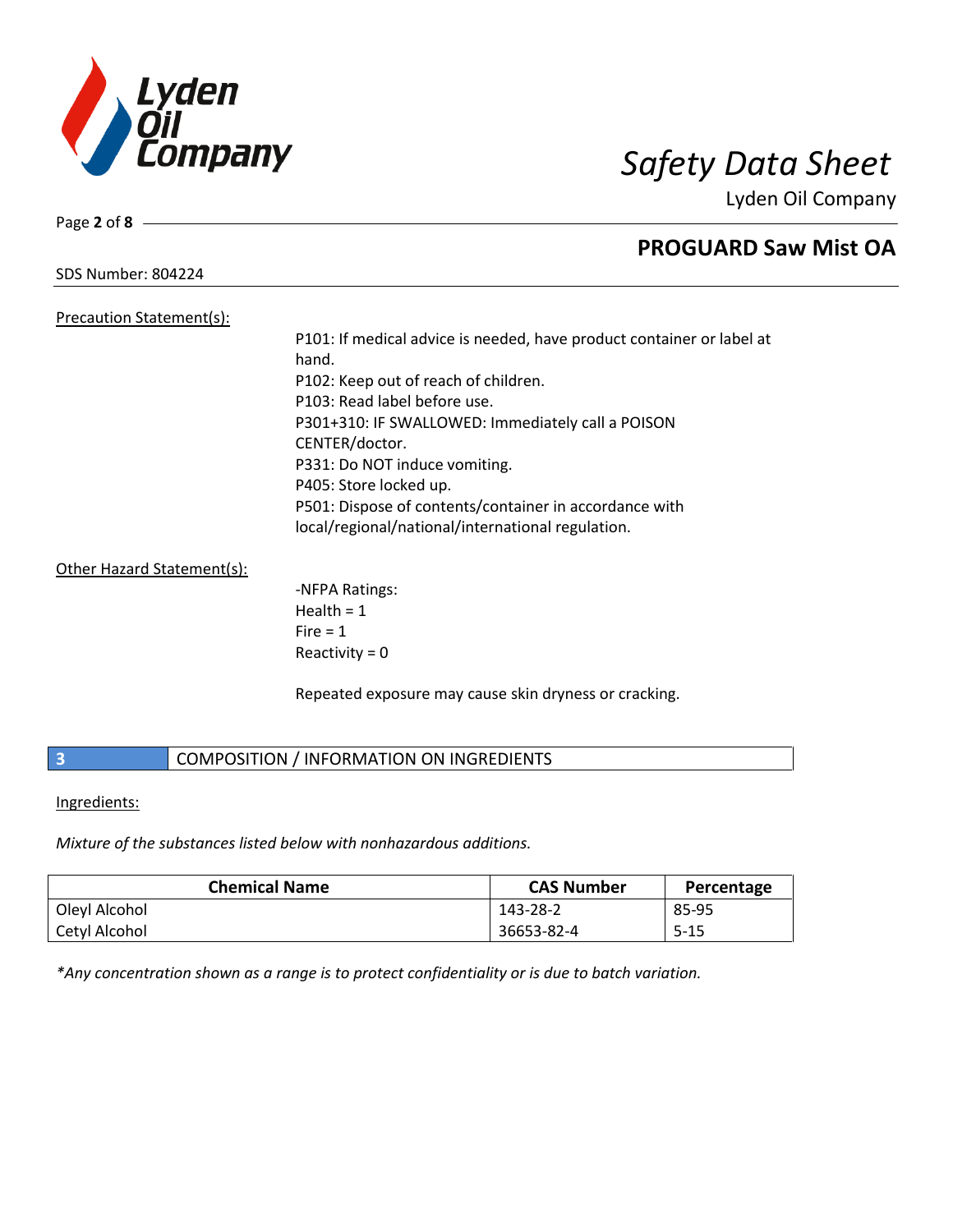Precaution Statement(s):

P101: If medical advice is needed, have product container or label at hand.
P102: Keep out of reach of children.
P103: Read label before use.
P301+310: IF SWALLOWED: Immediately call a POISON CENTER/doctor.
P331: Do NOT induce vomiting.
P405: Store locked up.
P501: Dispose of contents/container in accordance with local/regional/national/international regulation.

Other Hazard Statement(s):

-NFPA Ratings:
Health = 1
Fire = 1
Reactivity = 0

Repeated exposure may cause skin dryness or cracking.

## 3 COMPOSITION / INFORMATION ON INGREDIENTS

Ingredients:

*Mixture of the substances listed below with nonhazardous additions.*

| Chemical Name | CAS Number | Percentage |
|---|---|---|
| Oleyl Alcohol | 143-28-2 | 85-95 |
| Cetyl Alcohol | 36653-82-4 | 5-15 |

*\*Any concentration shown as a range is to protect confidentiality or is due to batch variation.*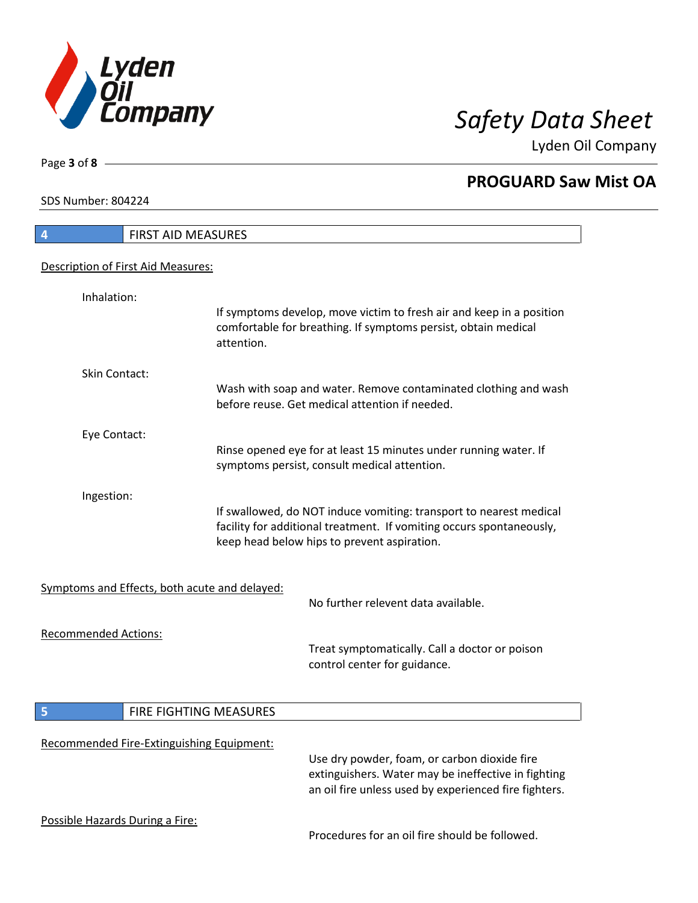## 4 FIRST AID MEASURES

Description of First Aid Measures:

Inhalation:

If symptoms develop, move victim to fresh air and keep in a position comfortable for breathing. If symptoms persist, obtain medical attention.

Skin Contact:

Wash with soap and water. Remove contaminated clothing and wash before reuse. Get medical attention if needed.

Eye Contact:

Rinse opened eye for at least 15 minutes under running water. If symptoms persist, consult medical attention.

Ingestion:

If swallowed, do NOT induce vomiting: transport to nearest medical facility for additional treatment. If vomiting occurs spontaneously, keep head below hips to prevent aspiration.

Symptoms and Effects, both acute and delayed:

No further relevent data available.

Recommended Actions:

Treat symptomatically. Call a doctor or poison control center for guidance.

## 5 FIRE FIGHTING MEASURES

Recommended Fire-Extinguishing Equipment:

Use dry powder, foam, or carbon dioxide fire extinguishers. Water may be ineffective in fighting an oil fire unless used by experienced fire fighters.

Possible Hazards During a Fire:

Procedures for an oil fire should be followed.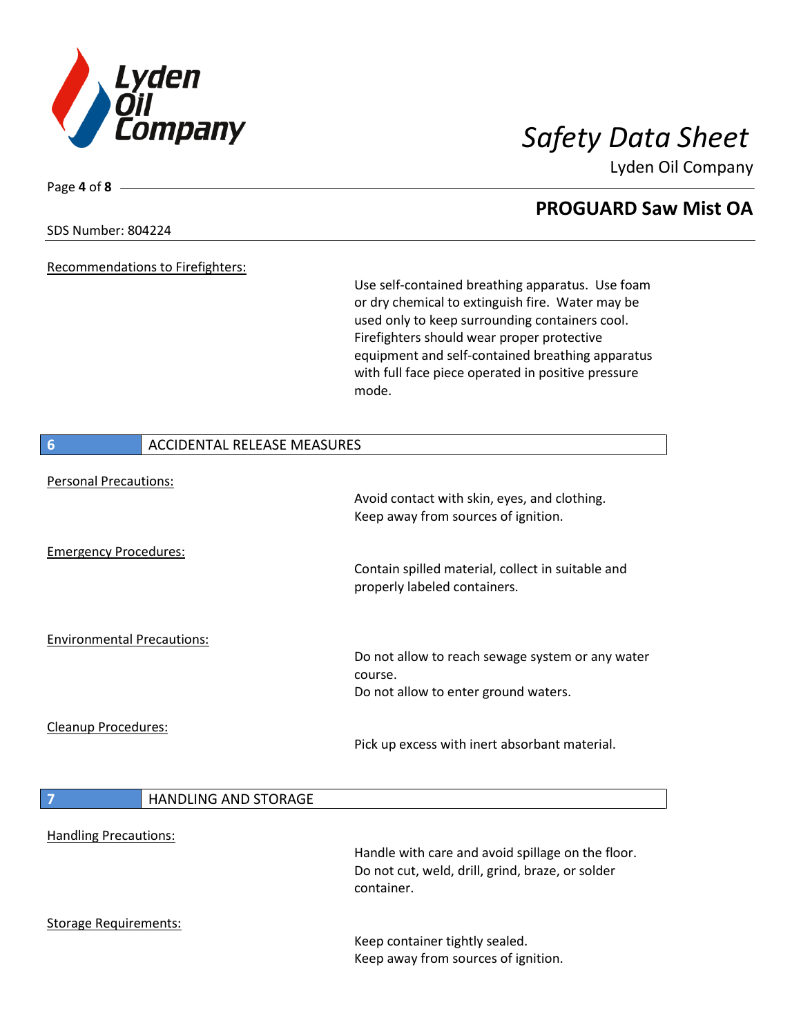Recommendations to Firefighters:

Use self-contained breathing apparatus. Use foam or dry chemical to extinguish fire. Water may be used only to keep surrounding containers cool. Firefighters should wear proper protective equipment and self-contained breathing apparatus with full face piece operated in positive pressure mode.

## 6 ACCIDENTAL RELEASE MEASURES

Personal Precautions:

Avoid contact with skin, eyes, and clothing.
Keep away from sources of ignition.

Emergency Procedures:

Contain spilled material, collect in suitable and properly labeled containers.

Environmental Precautions:

Do not allow to reach sewage system or any water course.
Do not allow to enter ground waters.

Cleanup Procedures:

Pick up excess with inert absorbant material.

## 7 HANDLING AND STORAGE

Handling Precautions:

Handle with care and avoid spillage on the floor.
Do not cut, weld, drill, grind, braze, or solder container.

Storage Requirements:

Keep container tightly sealed.
Keep away from sources of ignition.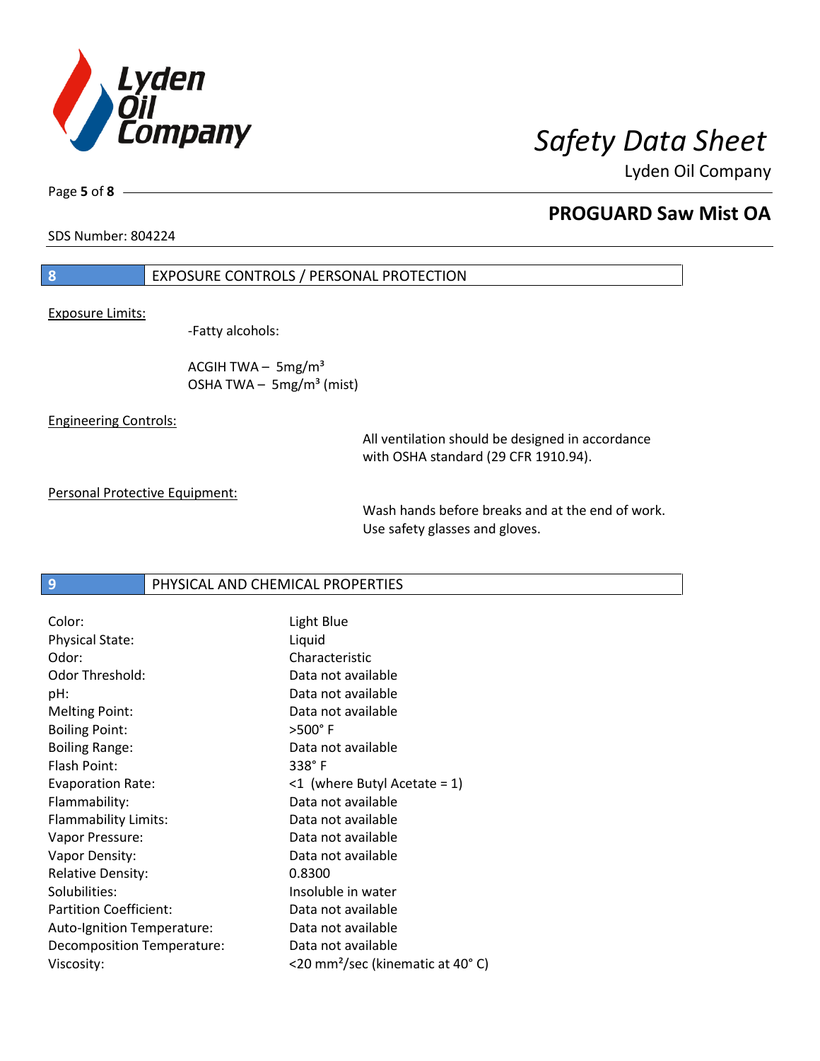## 8 EXPOSURE CONTROLS / PERSONAL PROTECTION

Exposure Limits:

-Fatty alcohols:

ACGIH TWA – 5mg/m³
OSHA TWA – 5mg/m³ (mist)

Engineering Controls:

All ventilation should be designed in accordance with OSHA standard (29 CFR 1910.94).

Personal Protective Equipment:

Wash hands before breaks and at the end of work. Use safety glasses and gloves.

## 9 PHYSICAL AND CHEMICAL PROPERTIES

| | |
|---|---|
| Color: | Light Blue |
| Physical State: | Liquid |
| Odor: | Characteristic |
| Odor Threshold: | Data not available |
| pH: | Data not available |
| Melting Point: | Data not available |
| Boiling Point: | >500° F |
| Boiling Range: | Data not available |
| Flash Point: | 338° F |
| Evaporation Rate: | <1 (where Butyl Acetate = 1) |
| Flammability: | Data not available |
| Flammability Limits: | Data not available |
| Vapor Pressure: | Data not available |
| Vapor Density: | Data not available |
| Relative Density: | 0.8300 |
| Solubilities: | Insoluble in water |
| Partition Coefficient: | Data not available |
| Auto-Ignition Temperature: | Data not available |
| Decomposition Temperature: | Data not available |
| Viscosity: | <20 mm²/sec (kinematic at 40° C) |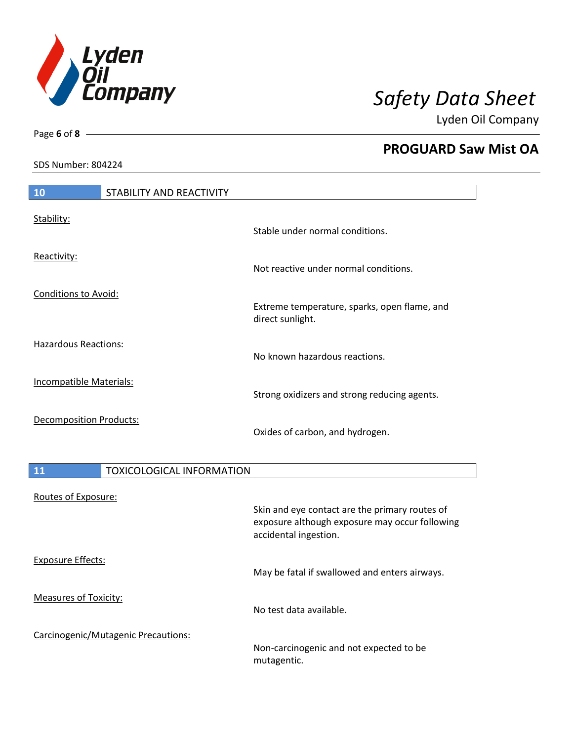## 10 STABILITY AND REACTIVITY

Stability:

Stable under normal conditions.

Reactivity:

Not reactive under normal conditions.

Conditions to Avoid:

Extreme temperature, sparks, open flame, and direct sunlight.

Hazardous Reactions:

No known hazardous reactions.

Incompatible Materials:

Strong oxidizers and strong reducing agents.

Decomposition Products:

Oxides of carbon, and hydrogen.

## 11 TOXICOLOGICAL INFORMATION

Routes of Exposure:

Skin and eye contact are the primary routes of exposure although exposure may occur following accidental ingestion.

Exposure Effects:

May be fatal if swallowed and enters airways.

Measures of Toxicity:

No test data available.

Carcinogenic/Mutagenic Precautions:

Non-carcinogenic and not expected to be mutagentic.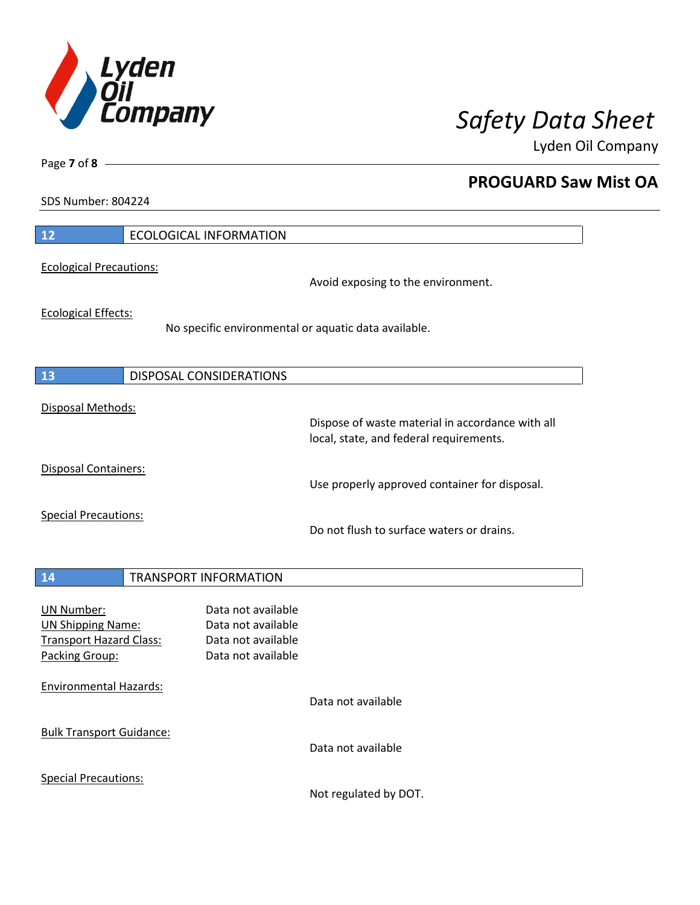## 12 ECOLOGICAL INFORMATION

Ecological Precautions:

Avoid exposing to the environment.

Ecological Effects:

No specific environmental or aquatic data available.

## 13 DISPOSAL CONSIDERATIONS

Disposal Methods:

Dispose of waste material in accordance with all local, state, and federal requirements.

Disposal Containers:

Use properly approved container for disposal.

Special Precautions:

Do not flush to surface waters or drains.

## 14 TRANSPORT INFORMATION

UN Number: Data not available
UN Shipping Name: Data not available
Transport Hazard Class: Data not available
Packing Group: Data not available

Environmental Hazards:

Data not available

Bulk Transport Guidance:

Data not available

Special Precautions:

Not regulated by DOT.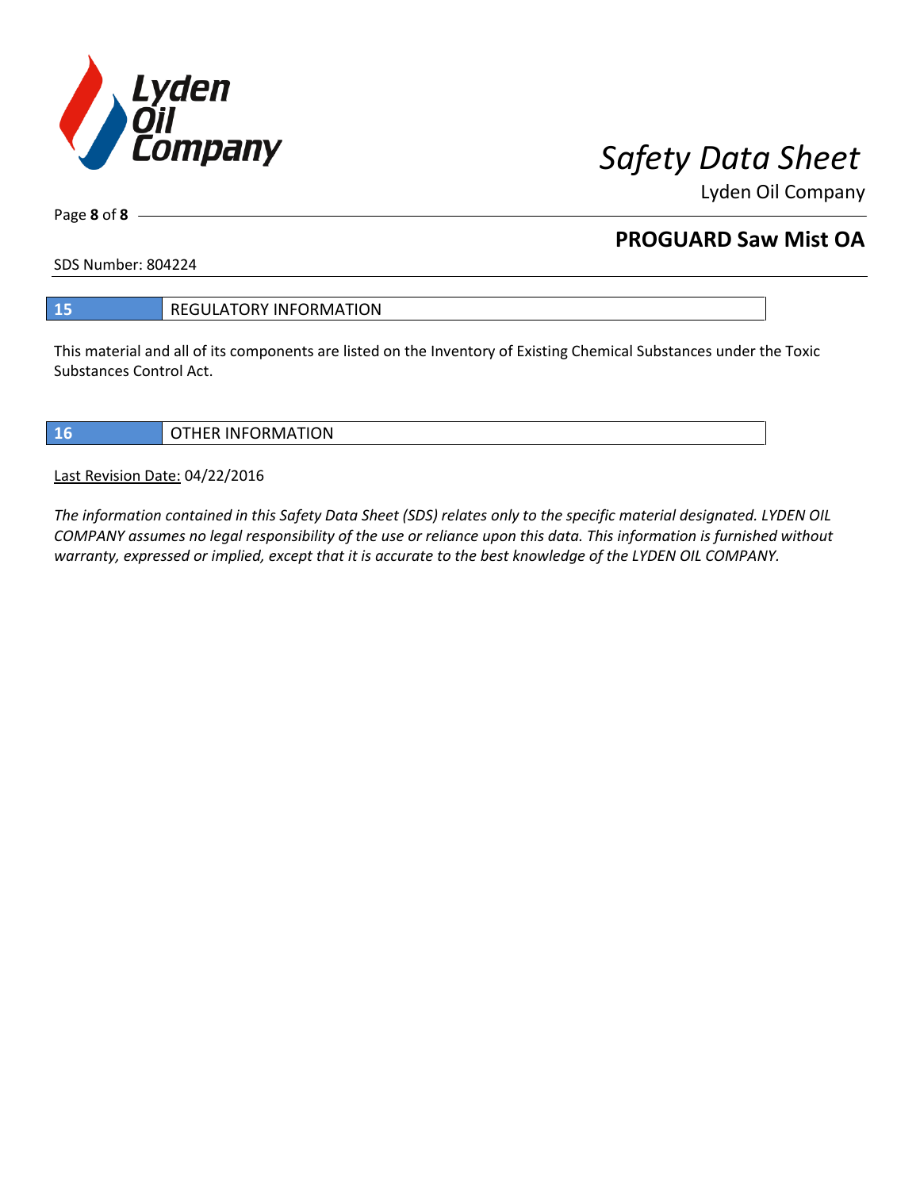## 15 REGULATORY INFORMATION

This material and all of its components are listed on the Inventory of Existing Chemical Substances under the Toxic Substances Control Act.

## 16 OTHER INFORMATION

Last Revision Date: 04/22/2016

*The information contained in this Safety Data Sheet (SDS) relates only to the specific material designated. LYDEN OIL COMPANY assumes no legal responsibility of the use or reliance upon this data. This information is furnished without warranty, expressed or implied, except that it is accurate to the best knowledge of the LYDEN OIL COMPANY.*